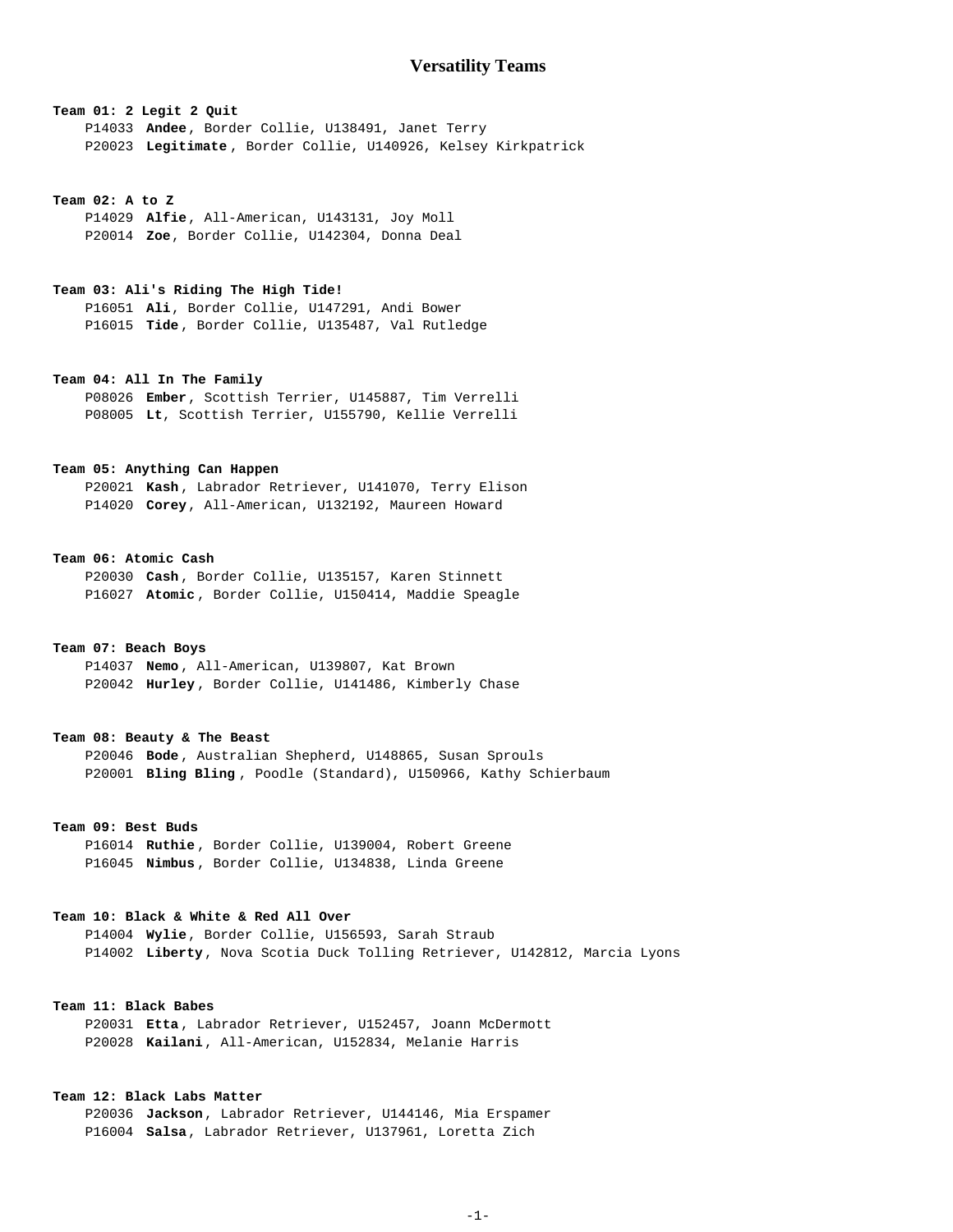# Versatility Teams

**Team 01: 2 Legit 2 Quit**
P14033 **Andee**, Border Collie, U138491, Janet Terry
P20023 **Legitimate**, Border Collie, U140926, Kelsey Kirkpatrick

**Team 02: A to Z**
P14029 **Alfie**, All-American, U143131, Joy Moll
P20014 **Zoe**, Border Collie, U142304, Donna Deal

**Team 03: Ali's Riding The High Tide!**
P16051 **Ali**, Border Collie, U147291, Andi Bower
P16015 **Tide**, Border Collie, U135487, Val Rutledge

**Team 04: All In The Family**
P08026 **Ember**, Scottish Terrier, U145887, Tim Verrelli
P08005 **Lt**, Scottish Terrier, U155790, Kellie Verrelli

**Team 05: Anything Can Happen**
P20021 **Kash**, Labrador Retriever, U141070, Terry Elison
P14020 **Corey**, All-American, U132192, Maureen Howard

**Team 06: Atomic Cash**
P20030 **Cash**, Border Collie, U135157, Karen Stinnett
P16027 **Atomic**, Border Collie, U150414, Maddie Speagle

**Team 07: Beach Boys**
P14037 **Nemo**, All-American, U139807, Kat Brown
P20042 **Hurley**, Border Collie, U141486, Kimberly Chase

**Team 08: Beauty & The Beast**
P20046 **Bode**, Australian Shepherd, U148865, Susan Sprouls
P20001 **Bling Bling**, Poodle (Standard), U150966, Kathy Schierbaum

**Team 09: Best Buds**
P16014 **Ruthie**, Border Collie, U139004, Robert Greene
P16045 **Nimbus**, Border Collie, U134838, Linda Greene

**Team 10: Black & White & Red All Over**
P14004 **Wylie**, Border Collie, U156593, Sarah Straub
P14002 **Liberty**, Nova Scotia Duck Tolling Retriever, U142812, Marcia Lyons

**Team 11: Black Babes**
P20031 **Etta**, Labrador Retriever, U152457, Joann McDermott
P20028 **Kailani**, All-American, U152834, Melanie Harris

**Team 12: Black Labs Matter**
P20036 **Jackson**, Labrador Retriever, U144146, Mia Erspamer
P16004 **Salsa**, Labrador Retriever, U137961, Loretta Zich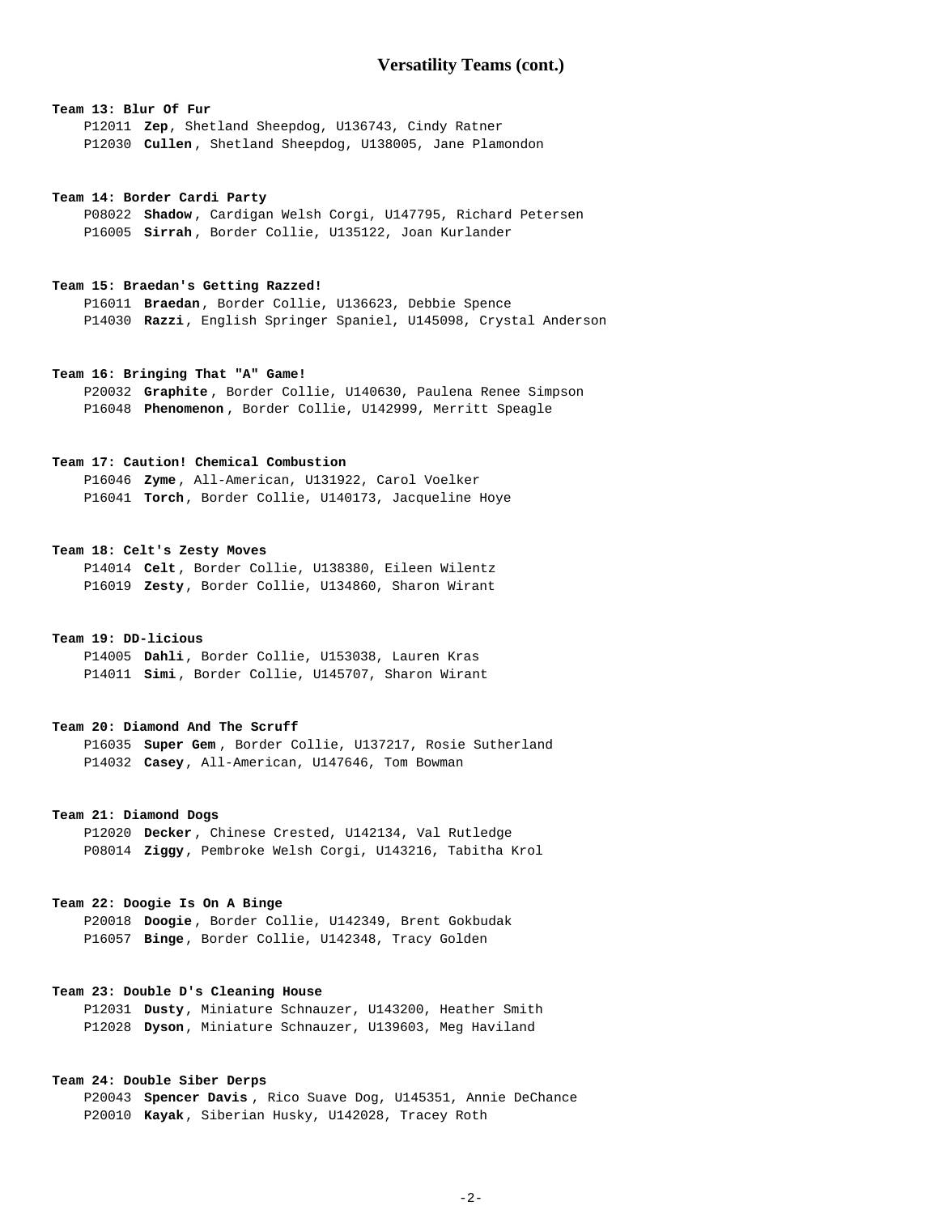## Versatility Teams (cont.)

**Team 13: Blur Of Fur**
P12011 **Zep**, Shetland Sheepdog, U136743, Cindy Ratner
P12030 **Cullen**, Shetland Sheepdog, U138005, Jane Plamondon

**Team 14: Border Cardi Party**
P08022 **Shadow**, Cardigan Welsh Corgi, U147795, Richard Petersen
P16005 **Sirrah**, Border Collie, U135122, Joan Kurlander

**Team 15: Braedan's Getting Razzed!**
P16011 **Braedan**, Border Collie, U136623, Debbie Spence
P14030 **Razzi**, English Springer Spaniel, U145098, Crystal Anderson

**Team 16: Bringing That "A" Game!**
P20032 **Graphite**, Border Collie, U140630, Paulena Renee Simpson
P16048 **Phenomenon**, Border Collie, U142999, Merritt Speagle

**Team 17: Caution! Chemical Combustion**
P16046 **Zyme**, All-American, U131922, Carol Voelker
P16041 **Torch**, Border Collie, U140173, Jacqueline Hoye

**Team 18: Celt's Zesty Moves**
P14014 **Celt**, Border Collie, U138380, Eileen Wilentz
P16019 **Zesty**, Border Collie, U134860, Sharon Wirant

**Team 19: DD-licious**
P14005 **Dahli**, Border Collie, U153038, Lauren Kras
P14011 **Simi**, Border Collie, U145707, Sharon Wirant

**Team 20: Diamond And The Scruff**
P16035 **Super Gem**, Border Collie, U137217, Rosie Sutherland
P14032 **Casey**, All-American, U147646, Tom Bowman

**Team 21: Diamond Dogs**
P12020 **Decker**, Chinese Crested, U142134, Val Rutledge
P08014 **Ziggy**, Pembroke Welsh Corgi, U143216, Tabitha Krol

**Team 22: Doogie Is On A Binge**
P20018 **Doogie**, Border Collie, U142349, Brent Gokbudak
P16057 **Binge**, Border Collie, U142348, Tracy Golden

**Team 23: Double D's Cleaning House**
P12031 **Dusty**, Miniature Schnauzer, U143200, Heather Smith
P12028 **Dyson**, Miniature Schnauzer, U139603, Meg Haviland

**Team 24: Double Siber Derps**
P20043 **Spencer Davis**, Rico Suave Dog, U145351, Annie DeChance
P20010 **Kayak**, Siberian Husky, U142028, Tracey Roth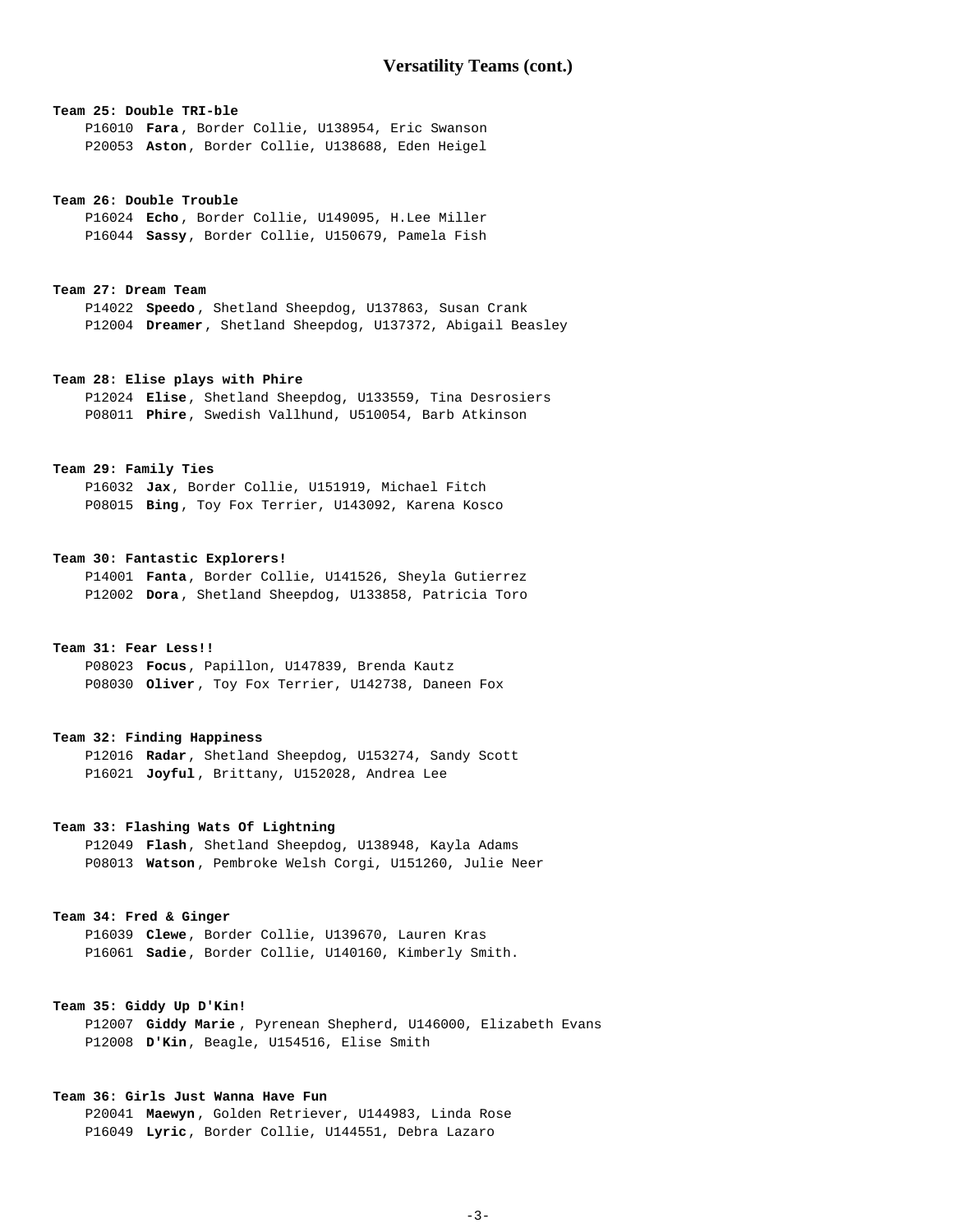## Versatility Teams (cont.)

**Team 25: Double TRI-ble**

P16010 **Fara**, Border Collie, U138954, Eric Swanson
P20053 **Aston**, Border Collie, U138688, Eden Heigel

**Team 26: Double Trouble**

P16024 **Echo**, Border Collie, U149095, H.Lee Miller
P16044 **Sassy**, Border Collie, U150679, Pamela Fish

**Team 27: Dream Team**

P14022 **Speedo**, Shetland Sheepdog, U137863, Susan Crank
P12004 **Dreamer**, Shetland Sheepdog, U137372, Abigail Beasley

**Team 28: Elise plays with Phire**

P12024 **Elise**, Shetland Sheepdog, U133559, Tina Desrosiers
P08011 **Phire**, Swedish Vallhund, U510054, Barb Atkinson

**Team 29: Family Ties**

P16032 **Jax**, Border Collie, U151919, Michael Fitch
P08015 **Bing**, Toy Fox Terrier, U143092, Karena Kosco

**Team 30: Fantastic Explorers!**

P14001 **Fanta**, Border Collie, U141526, Sheyla Gutierrez
P12002 **Dora**, Shetland Sheepdog, U133858, Patricia Toro

**Team 31: Fear Less!!**

P08023 **Focus**, Papillon, U147839, Brenda Kautz
P08030 **Oliver**, Toy Fox Terrier, U142738, Daneen Fox

**Team 32: Finding Happiness**

P12016 **Radar**, Shetland Sheepdog, U153274, Sandy Scott
P16021 **Joyful**, Brittany, U152028, Andrea Lee

**Team 33: Flashing Wats Of Lightning**

P12049 **Flash**, Shetland Sheepdog, U138948, Kayla Adams
P08013 **Watson**, Pembroke Welsh Corgi, U151260, Julie Neer

**Team 34: Fred & Ginger**

P16039 **Clewe**, Border Collie, U139670, Lauren Kras
P16061 **Sadie**, Border Collie, U140160, Kimberly Smith.

**Team 35: Giddy Up D'Kin!**

P12007 **Giddy Marie**, Pyrenean Shepherd, U146000, Elizabeth Evans
P12008 **D'Kin**, Beagle, U154516, Elise Smith

**Team 36: Girls Just Wanna Have Fun**

P20041 **Maewyn**, Golden Retriever, U144983, Linda Rose
P16049 **Lyric**, Border Collie, U144551, Debra Lazaro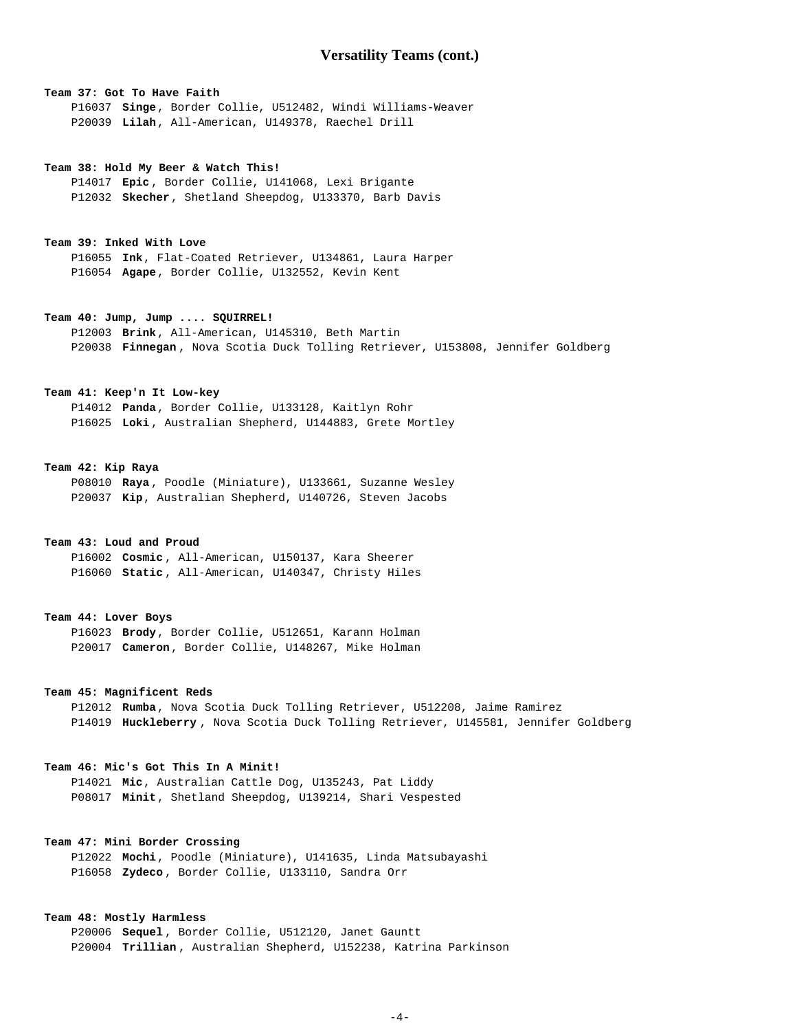## Versatility Teams (cont.)

**Team 37: Got To Have Faith**
P16037 **Singe**, Border Collie, U512482, Windi Williams-Weaver
P20039 **Lilah**, All-American, U149378, Raechel Drill

**Team 38: Hold My Beer & Watch This!**
P14017 **Epic**, Border Collie, U141068, Lexi Brigante
P12032 **Skecher**, Shetland Sheepdog, U133370, Barb Davis

**Team 39: Inked With Love**
P16055 **Ink**, Flat-Coated Retriever, U134861, Laura Harper
P16054 **Agape**, Border Collie, U132552, Kevin Kent

**Team 40: Jump, Jump .... SQUIRREL!**
P12003 **Brink**, All-American, U145310, Beth Martin
P20038 **Finnegan**, Nova Scotia Duck Tolling Retriever, U153808, Jennifer Goldberg

**Team 41: Keep'n It Low-key**
P14012 **Panda**, Border Collie, U133128, Kaitlyn Rohr
P16025 **Loki**, Australian Shepherd, U144883, Grete Mortley

**Team 42: Kip Raya**
P08010 **Raya**, Poodle (Miniature), U133661, Suzanne Wesley
P20037 **Kip**, Australian Shepherd, U140726, Steven Jacobs

**Team 43: Loud and Proud**
P16002 **Cosmic**, All-American, U150137, Kara Sheerer
P16060 **Static**, All-American, U140347, Christy Hiles

**Team 44: Lover Boys**
P16023 **Brody**, Border Collie, U512651, Karann Holman
P20017 **Cameron**, Border Collie, U148267, Mike Holman

**Team 45: Magnificent Reds**
P12012 **Rumba**, Nova Scotia Duck Tolling Retriever, U512208, Jaime Ramirez
P14019 **Huckleberry**, Nova Scotia Duck Tolling Retriever, U145581, Jennifer Goldberg

**Team 46: Mic's Got This In A Minit!**
P14021 **Mic**, Australian Cattle Dog, U135243, Pat Liddy
P08017 **Minit**, Shetland Sheepdog, U139214, Shari Vespested

**Team 47: Mini Border Crossing**
P12022 **Mochi**, Poodle (Miniature), U141635, Linda Matsubayashi
P16058 **Zydeco**, Border Collie, U133110, Sandra Orr

**Team 48: Mostly Harmless**
P20006 **Sequel**, Border Collie, U512120, Janet Gauntt
P20004 **Trillian**, Australian Shepherd, U152238, Katrina Parkinson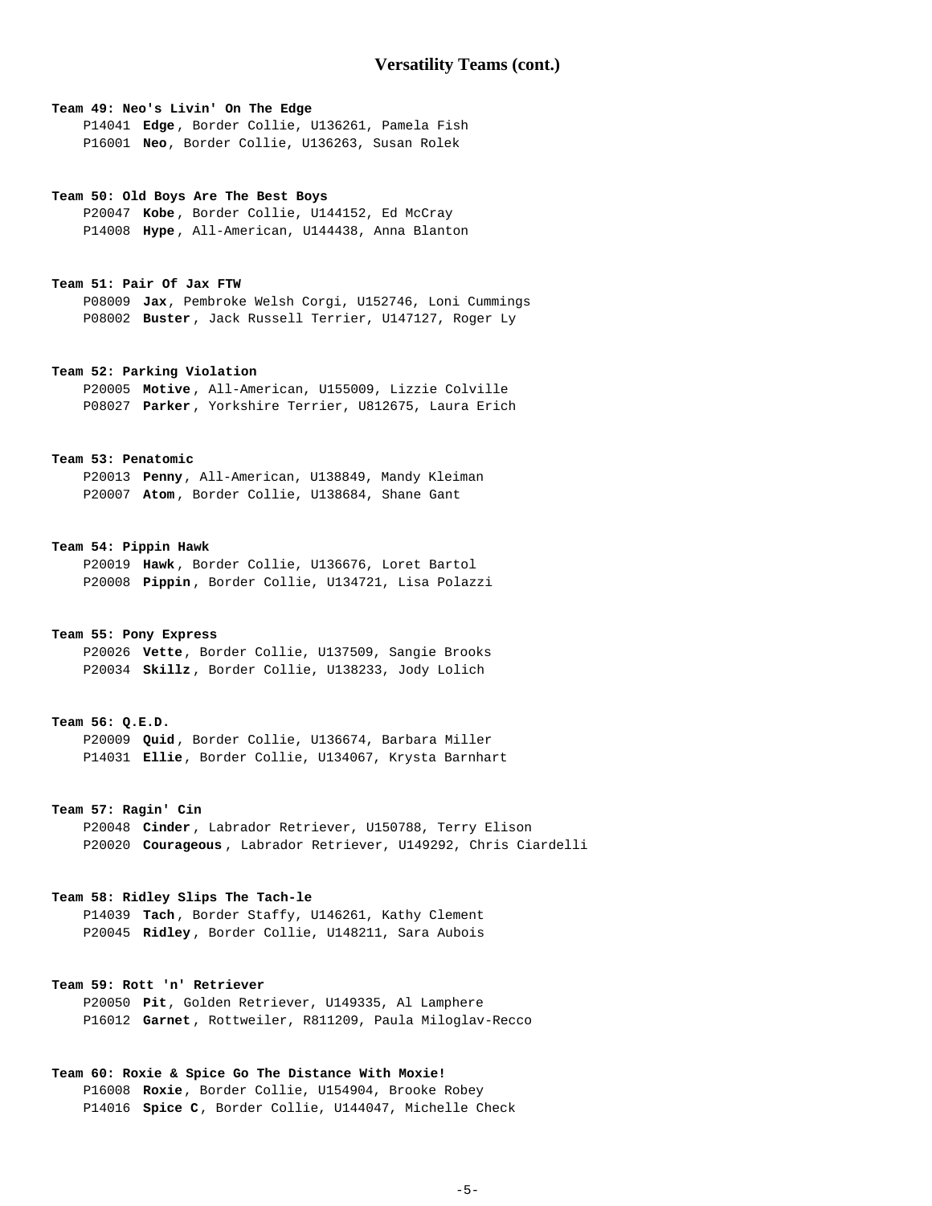## Versatility Teams (cont.)

**Team 49: Neo's Livin' On The Edge**
P14041 **Edge**, Border Collie, U136261, Pamela Fish
P16001 **Neo**, Border Collie, U136263, Susan Rolek

**Team 50: Old Boys Are The Best Boys**
P20047 **Kobe**, Border Collie, U144152, Ed McCray
P14008 **Hype**, All-American, U144438, Anna Blanton

**Team 51: Pair Of Jax FTW**
P08009 **Jax**, Pembroke Welsh Corgi, U152746, Loni Cummings
P08002 **Buster**, Jack Russell Terrier, U147127, Roger Ly

**Team 52: Parking Violation**
P20005 **Motive**, All-American, U155009, Lizzie Colville
P08027 **Parker**, Yorkshire Terrier, U812675, Laura Erich

**Team 53: Penatomic**
P20013 **Penny**, All-American, U138849, Mandy Kleiman
P20007 **Atom**, Border Collie, U138684, Shane Gant

**Team 54: Pippin Hawk**
P20019 **Hawk**, Border Collie, U136676, Loret Bartol
P20008 **Pippin**, Border Collie, U134721, Lisa Polazzi

**Team 55: Pony Express**
P20026 **Vette**, Border Collie, U137509, Sangie Brooks
P20034 **Skillz**, Border Collie, U138233, Jody Lolich

**Team 56: Q.E.D.**
P20009 **Quid**, Border Collie, U136674, Barbara Miller
P14031 **Ellie**, Border Collie, U134067, Krysta Barnhart

**Team 57: Ragin' Cin**
P20048 **Cinder**, Labrador Retriever, U150788, Terry Elison
P20020 **Courageous**, Labrador Retriever, U149292, Chris Ciardelli

**Team 58: Ridley Slips The Tach-le**
P14039 **Tach**, Border Staffy, U146261, Kathy Clement
P20045 **Ridley**, Border Collie, U148211, Sara Aubois

**Team 59: Rott 'n' Retriever**
P20050 **Pit**, Golden Retriever, U149335, Al Lamphere
P16012 **Garnet**, Rottweiler, R811209, Paula Miloglav-Recco

**Team 60: Roxie & Spice Go The Distance With Moxie!**
P16008 **Roxie**, Border Collie, U154904, Brooke Robey
P14016 **Spice C**, Border Collie, U144047, Michelle Check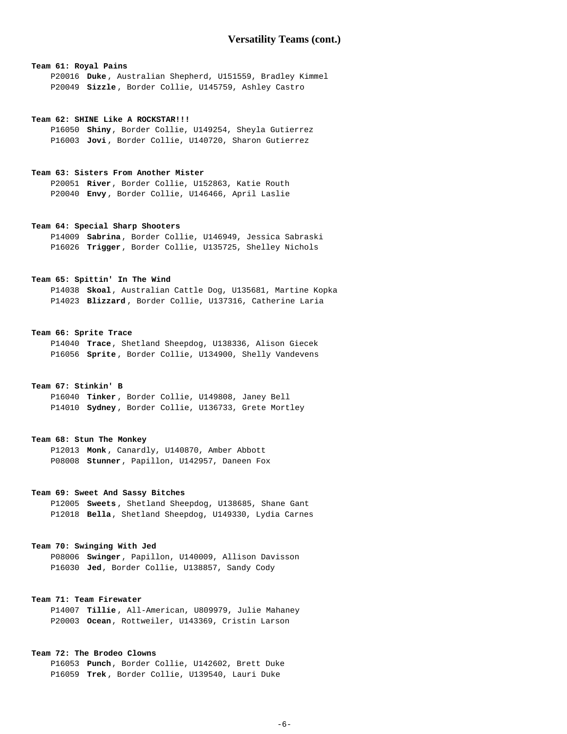# Versatility Teams (cont.)

**Team 61: Royal Pains**

P20016 **Duke**, Australian Shepherd, U151559, Bradley Kimmel
P20049 **Sizzle**, Border Collie, U145759, Ashley Castro

**Team 62: SHINE Like A ROCKSTAR!!!**

P16050 **Shiny**, Border Collie, U149254, Sheyla Gutierrez
P16003 **Jovi**, Border Collie, U140720, Sharon Gutierrez

**Team 63: Sisters From Another Mister**

P20051 **River**, Border Collie, U152863, Katie Routh
P20040 **Envy**, Border Collie, U146466, April Laslie

**Team 64: Special Sharp Shooters**

P14009 **Sabrina**, Border Collie, U146949, Jessica Sabraski
P16026 **Trigger**, Border Collie, U135725, Shelley Nichols

**Team 65: Spittin' In The Wind**

P14038 **Skoal**, Australian Cattle Dog, U135681, Martine Kopka
P14023 **Blizzard**, Border Collie, U137316, Catherine Laria

**Team 66: Sprite Trace**

P14040 **Trace**, Shetland Sheepdog, U138336, Alison Giecek
P16056 **Sprite**, Border Collie, U134900, Shelly Vandevens

**Team 67: Stinkin' B**

P16040 **Tinker**, Border Collie, U149808, Janey Bell
P14010 **Sydney**, Border Collie, U136733, Grete Mortley

**Team 68: Stun The Monkey**

P12013 **Monk**, Canardly, U140870, Amber Abbott
P08008 **Stunner**, Papillon, U142957, Daneen Fox

**Team 69: Sweet And Sassy Bitches**

P12005 **Sweets**, Shetland Sheepdog, U138685, Shane Gant
P12018 **Bella**, Shetland Sheepdog, U149330, Lydia Carnes

**Team 70: Swinging With Jed**

P08006 **Swinger**, Papillon, U140009, Allison Davisson
P16030 **Jed**, Border Collie, U138857, Sandy Cody

**Team 71: Team Firewater**

P14007 **Tillie**, All-American, U809979, Julie Mahaney
P20003 **Ocean**, Rottweiler, U143369, Cristin Larson

**Team 72: The Brodeo Clowns**

P16053 **Punch**, Border Collie, U142602, Brett Duke
P16059 **Trek**, Border Collie, U139540, Lauri Duke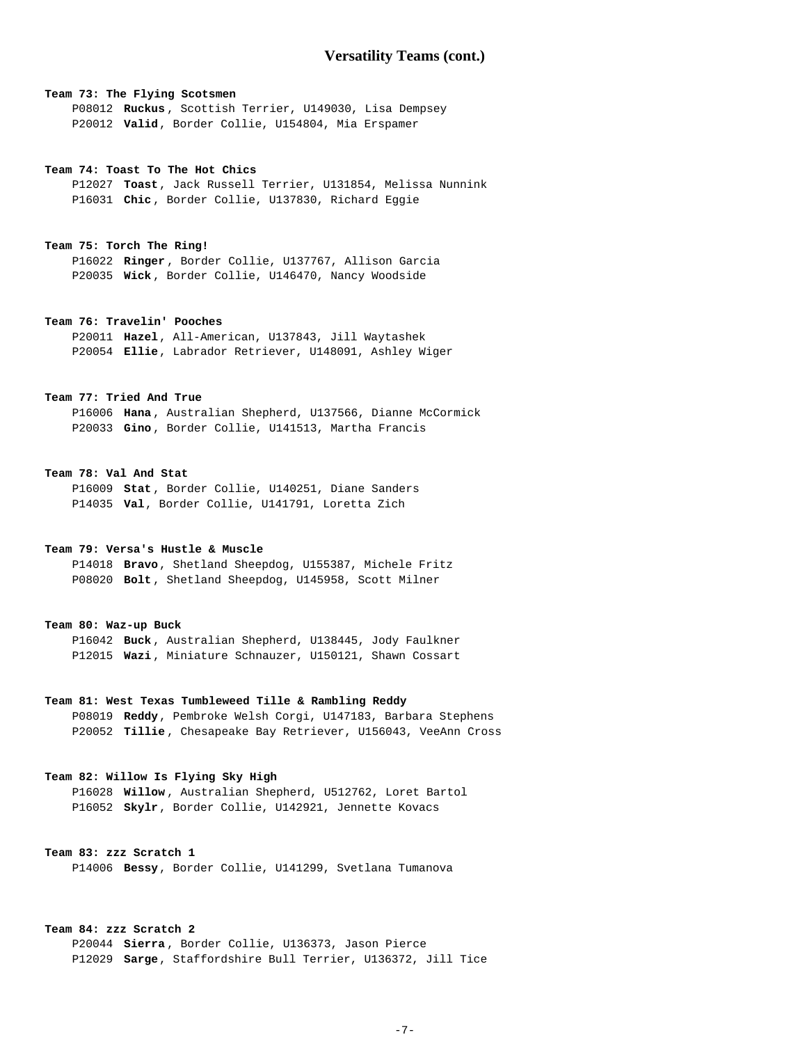# Versatility Teams (cont.)

**Team 73: The Flying Scotsmen**
P08012 **Ruckus**, Scottish Terrier, U149030, Lisa Dempsey
P20012 **Valid**, Border Collie, U154804, Mia Erspamer

**Team 74: Toast To The Hot Chics**
P12027 **Toast**, Jack Russell Terrier, U131854, Melissa Nunnink
P16031 **Chic**, Border Collie, U137830, Richard Eggie

**Team 75: Torch The Ring!**
P16022 **Ringer**, Border Collie, U137767, Allison Garcia
P20035 **Wick**, Border Collie, U146470, Nancy Woodside

**Team 76: Travelin' Pooches**
P20011 **Hazel**, All-American, U137843, Jill Waytashek
P20054 **Ellie**, Labrador Retriever, U148091, Ashley Wiger

**Team 77: Tried And True**
P16006 **Hana**, Australian Shepherd, U137566, Dianne McCormick
P20033 **Gino**, Border Collie, U141513, Martha Francis

**Team 78: Val And Stat**
P16009 **Stat**, Border Collie, U140251, Diane Sanders
P14035 **Val**, Border Collie, U141791, Loretta Zich

**Team 79: Versa's Hustle & Muscle**
P14018 **Bravo**, Shetland Sheepdog, U155387, Michele Fritz
P08020 **Bolt**, Shetland Sheepdog, U145958, Scott Milner

**Team 80: Waz-up Buck**
P16042 **Buck**, Australian Shepherd, U138445, Jody Faulkner
P12015 **Wazi**, Miniature Schnauzer, U150121, Shawn Cossart

**Team 81: West Texas Tumbleweed Tille & Rambling Reddy**
P08019 **Reddy**, Pembroke Welsh Corgi, U147183, Barbara Stephens
P20052 **Tillie**, Chesapeake Bay Retriever, U156043, VeeAnn Cross

**Team 82: Willow Is Flying Sky High**
P16028 **Willow**, Australian Shepherd, U512762, Loret Bartol
P16052 **Skylr**, Border Collie, U142921, Jennette Kovacs

**Team 83: zzz Scratch 1**
P14006 **Bessy**, Border Collie, U141299, Svetlana Tumanova

**Team 84: zzz Scratch 2**
P20044 **Sierra**, Border Collie, U136373, Jason Pierce
P12029 **Sarge**, Staffordshire Bull Terrier, U136372, Jill Tice